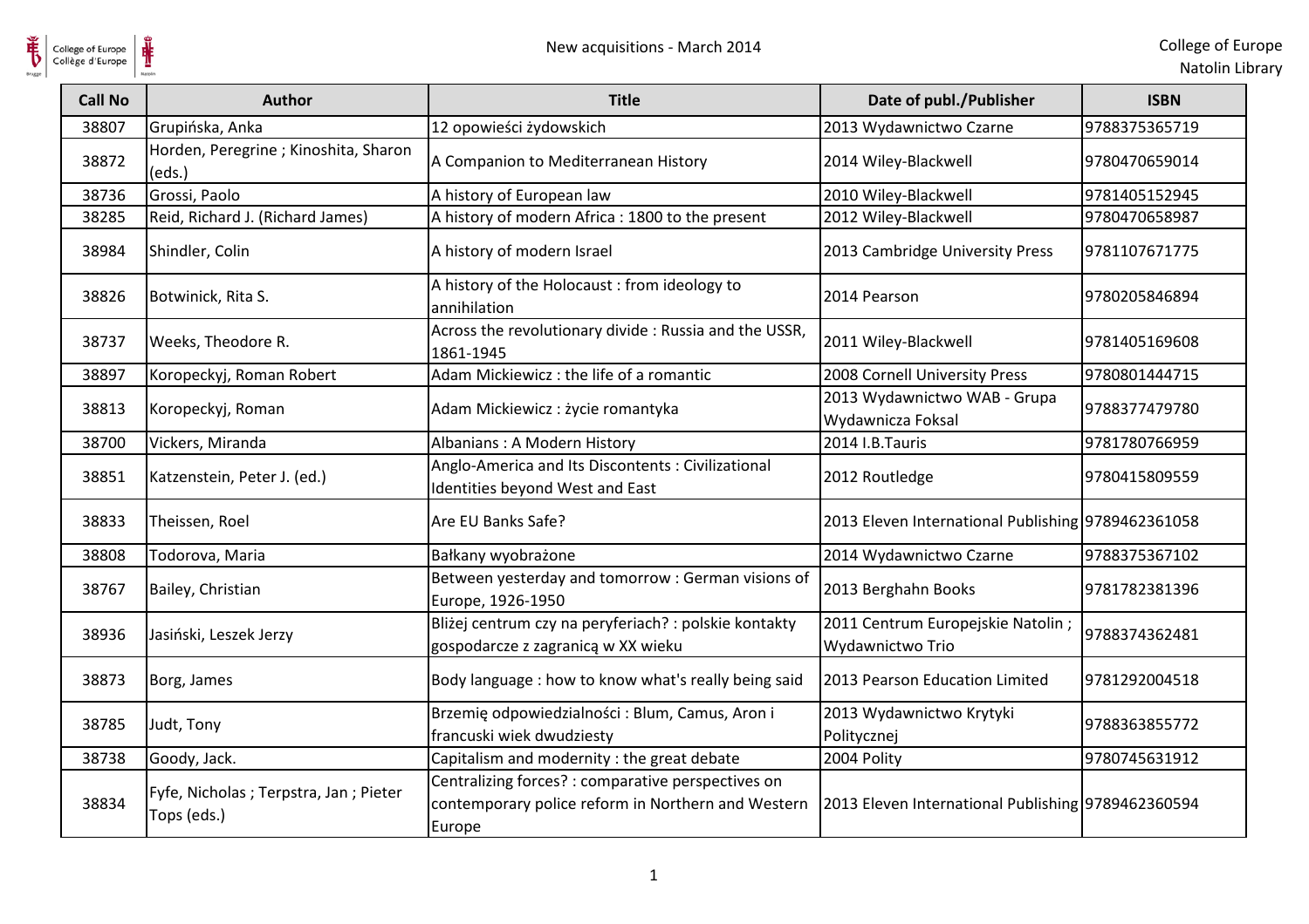# New acquisitions - March 2014

College of Europe
Natolin Library

| Call No | Author | Title | Date of publ./Publisher | ISBN |
|---|---|---|---|---|
| 38807 | Grupińska, Anka | 12 opowieści żydowskich | 2013 Wydawnictwo Czarne | 9788375365719 |
| 38872 | Horden, Peregrine ; Kinoshita, Sharon (eds.) | A Companion to Mediterranean History | 2014 Wiley-Blackwell | 9780470659014 |
| 38736 | Grossi, Paolo | A history of European law | 2010 Wiley-Blackwell | 9781405152945 |
| 38285 | Reid, Richard J. (Richard James) | A history of modern Africa : 1800 to the present | 2012 Wiley-Blackwell | 9780470658987 |
| 38984 | Shindler, Colin | A history of modern Israel | 2013 Cambridge University Press | 9781107671775 |
| 38826 | Botwinick, Rita S. | A history of the Holocaust : from ideology to annihilation | 2014 Pearson | 9780205846894 |
| 38737 | Weeks, Theodore R. | Across the revolutionary divide : Russia and the USSR, 1861-1945 | 2011 Wiley-Blackwell | 9781405169608 |
| 38897 | Koropeckyj, Roman Robert | Adam Mickiewicz : the life of a romantic | 2008 Cornell University Press | 9780801444715 |
| 38813 | Koropeckyj, Roman | Adam Mickiewicz : życie romantyka | 2013 Wydawnictwo WAB - Grupa Wydawnicza Foksal | 9788377479780 |
| 38700 | Vickers, Miranda | Albanians : A Modern History | 2014 I.B.Tauris | 9781780766959 |
| 38851 | Katzenstein, Peter J. (ed.) | Anglo-America and Its Discontents : Civilizational Identities beyond West and East | 2012 Routledge | 9780415809559 |
| 38833 | Theissen, Roel | Are EU Banks Safe? | 2013 Eleven International Publishing | 9789462361058 |
| 38808 | Todorova, Maria | Bałkany wyobrażone | 2014 Wydawnictwo Czarne | 9788375367102 |
| 38767 | Bailey, Christian | Between yesterday and tomorrow : German visions of Europe, 1926-1950 | 2013 Berghahn Books | 9781782381396 |
| 38936 | Jasiński, Leszek Jerzy | Bliżej centrum czy na peryferiach? : polskie kontakty gospodarcze z zagranicą w XX wieku | 2011 Centrum Europejskie Natolin ; Wydawnictwo Trio | 9788374362481 |
| 38873 | Borg, James | Body language : how to know what's really being said | 2013 Pearson Education Limited | 9781292004518 |
| 38785 | Judt, Tony | Brzemię odpowiedzialności : Blum, Camus, Aron i francuski wiek dwudziesty | 2013 Wydawnictwo Krytyki Politycznej | 9788363855772 |
| 38738 | Goody, Jack. | Capitalism and modernity : the great debate | 2004 Polity | 9780745631912 |
| 38834 | Fyfe, Nicholas ; Terpstra, Jan ; Pieter Tops (eds.) | Centralizing forces? : comparative perspectives on contemporary police reform in Northern and Western Europe | 2013 Eleven International Publishing | 9789462360594 |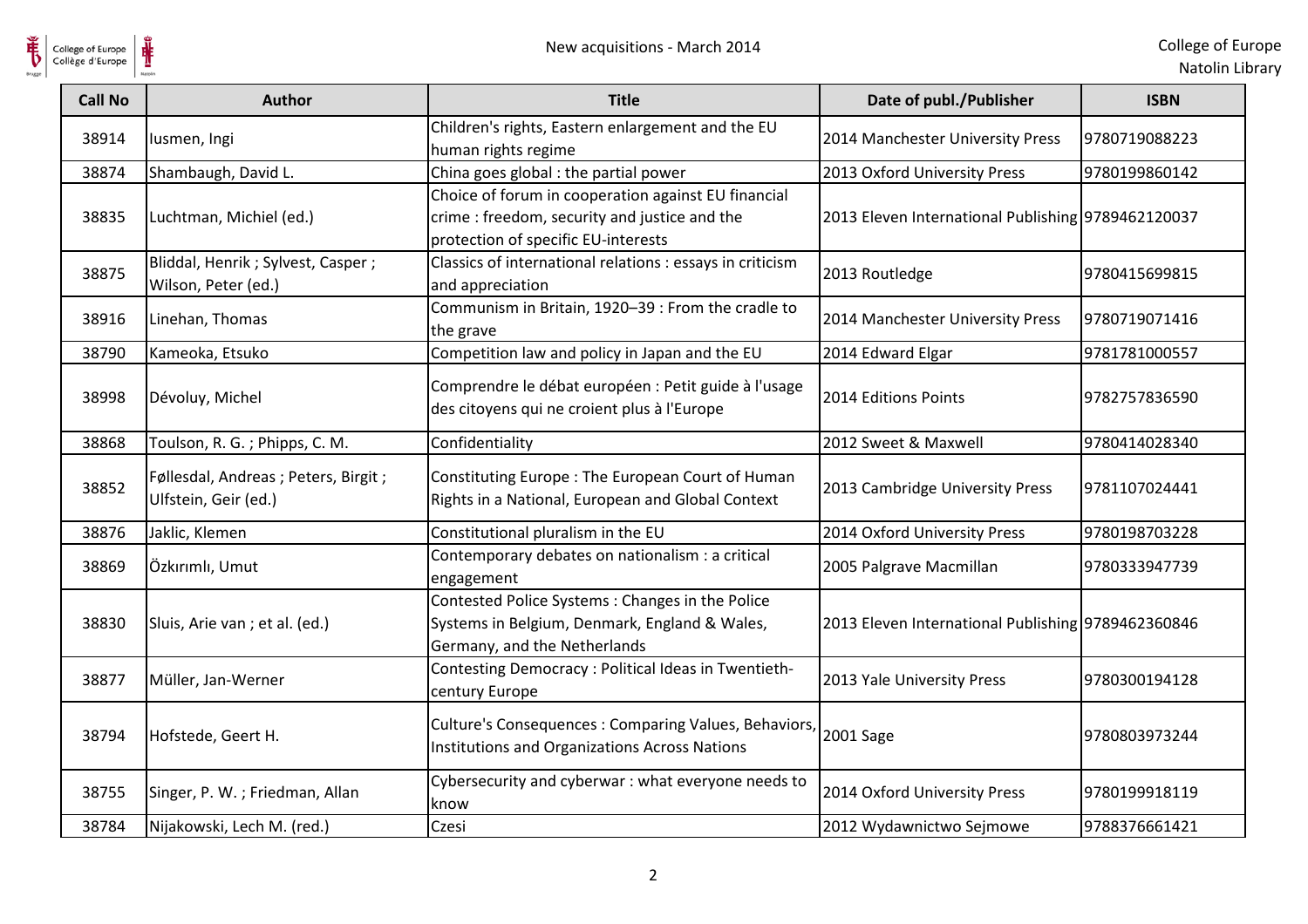| Call No | Author | Title | Date of publ./Publisher | ISBN |
|---|---|---|---|---|
| 38914 | Iusmen, Ingi | Children's rights, Eastern enlargement and the EU human rights regime | 2014 Manchester University Press | 9780719088223 |
| 38874 | Shambaugh, David L. | China goes global : the partial power | 2013 Oxford University Press | 9780199860142 |
| 38835 | Luchtman, Michiel (ed.) | Choice of forum in cooperation against EU financial crime : freedom, security and justice and the protection of specific EU-interests | 2013 Eleven International Publishing | 9789462120037 |
| 38875 | Bliddal, Henrik ; Sylvest, Casper ; Wilson, Peter (ed.) | Classics of international relations : essays in criticism and appreciation | 2013 Routledge | 9780415699815 |
| 38916 | Linehan, Thomas | Communism in Britain, 1920–39 : From the cradle to the grave | 2014 Manchester University Press | 9780719071416 |
| 38790 | Kameoka, Etsuko | Competition law and policy in Japan and the EU | 2014 Edward Elgar | 9781781000557 |
| 38998 | Dévoluy, Michel | Comprendre le débat européen : Petit guide à l'usage des citoyens qui ne croient plus à l'Europe | 2014 Editions Points | 9782757836590 |
| 38868 | Toulson, R. G. ; Phipps, C. M. | Confidentiality | 2012 Sweet & Maxwell | 9780414028340 |
| 38852 | Føllesdal, Andreas ; Peters, Birgit ; Ulfstein, Geir (ed.) | Constituting Europe : The European Court of Human Rights in a National, European and Global Context | 2013 Cambridge University Press | 9781107024441 |
| 38876 | Jaklic, Klemen | Constitutional pluralism in the EU | 2014 Oxford University Press | 9780198703228 |
| 38869 | Özkırımlı, Umut | Contemporary debates on nationalism : a critical engagement | 2005 Palgrave Macmillan | 9780333947739 |
| 38830 | Sluis, Arie van ; et al. (ed.) | Contested Police Systems : Changes in the Police Systems in Belgium, Denmark, England & Wales, Germany, and the Netherlands | 2013 Eleven International Publishing | 9789462360846 |
| 38877 | Müller, Jan-Werner | Contesting Democracy : Political Ideas in Twentieth-century Europe | 2013 Yale University Press | 9780300194128 |
| 38794 | Hofstede, Geert H. | Culture's Consequences : Comparing Values, Behaviors, Institutions and Organizations Across Nations | 2001 Sage | 9780803973244 |
| 38755 | Singer, P. W. ; Friedman, Allan | Cybersecurity and cyberwar : what everyone needs to know | 2014 Oxford University Press | 9780199918119 |
| 38784 | Nijakowski, Lech M. (red.) | Czesi | 2012 Wydawnictwo Sejmowe | 9788376661421 |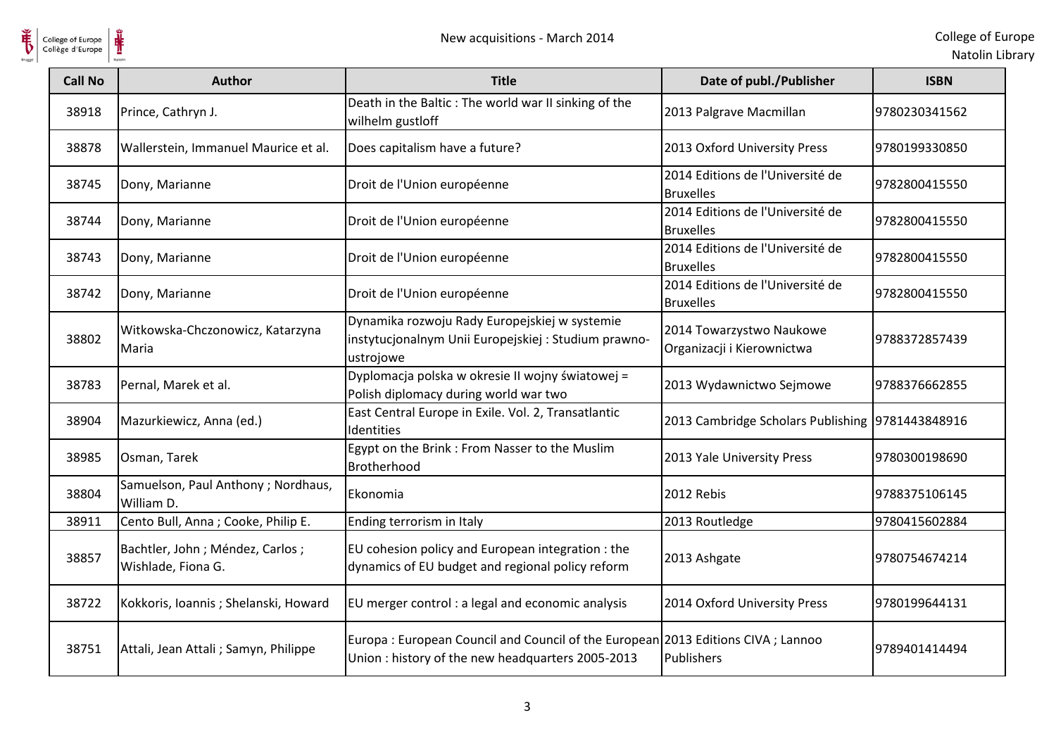| Call No | Author | Title | Date of publ./Publisher | ISBN |
| --- | --- | --- | --- | --- |
| 38918 | Prince, Cathryn J. | Death in the Baltic : The world war II sinking of the wilhelm gustloff | 2013 Palgrave Macmillan | 9780230341562 |
| 38878 | Wallerstein, Immanuel Maurice et al. | Does capitalism have a future? | 2013 Oxford University Press | 9780199330850 |
| 38745 | Dony, Marianne | Droit de l'Union européenne | 2014 Editions de l'Université de Bruxelles | 9782800415550 |
| 38744 | Dony, Marianne | Droit de l'Union européenne | 2014 Editions de l'Université de Bruxelles | 9782800415550 |
| 38743 | Dony, Marianne | Droit de l'Union européenne | 2014 Editions de l'Université de Bruxelles | 9782800415550 |
| 38742 | Dony, Marianne | Droit de l'Union européenne | 2014 Editions de l'Université de Bruxelles | 9782800415550 |
| 38802 | Witkowska-Chczonowicz, Katarzyna Maria | Dynamika rozwoju Rady Europejskiej w systemie instytucjonalnym Unii Europejskiej : Studium prawno-ustrojowe | 2014 Towarzystwo Naukowe Organizacji i Kierownictwa | 9788372857439 |
| 38783 | Pernal, Marek et al. | Dyplomacja polska w okresie II wojny światowej = Polish diplomacy during world war two | 2013 Wydawnictwo Sejmowe | 9788376662855 |
| 38904 | Mazurkiewicz, Anna (ed.) | East Central Europe in Exile. Vol. 2, Transatlantic Identities | 2013 Cambridge Scholars Publishing | 9781443848916 |
| 38985 | Osman, Tarek | Egypt on the Brink : From Nasser to the Muslim Brotherhood | 2013 Yale University Press | 9780300198690 |
| 38804 | Samuelson, Paul Anthony ; Nordhaus, William D. | Ekonomia | 2012 Rebis | 9788375106145 |
| 38911 | Cento Bull, Anna ; Cooke, Philip E. | Ending terrorism in Italy | 2013 Routledge | 9780415602884 |
| 38857 | Bachtler, John ; Méndez, Carlos ; Wishlade, Fiona G. | EU cohesion policy and European integration : the dynamics of EU budget and regional policy reform | 2013 Ashgate | 9780754674214 |
| 38722 | Kokkoris, Ioannis ; Shelanski, Howard | EU merger control : a legal and economic analysis | 2014 Oxford University Press | 9780199644131 |
| 38751 | Attali, Jean Attali ; Samyn, Philippe | Europa : European Council and Council of the European Union : history of the new headquarters 2005-2013 | 2013 Editions CIVA ; Lannoo Publishers | 9789401414494 |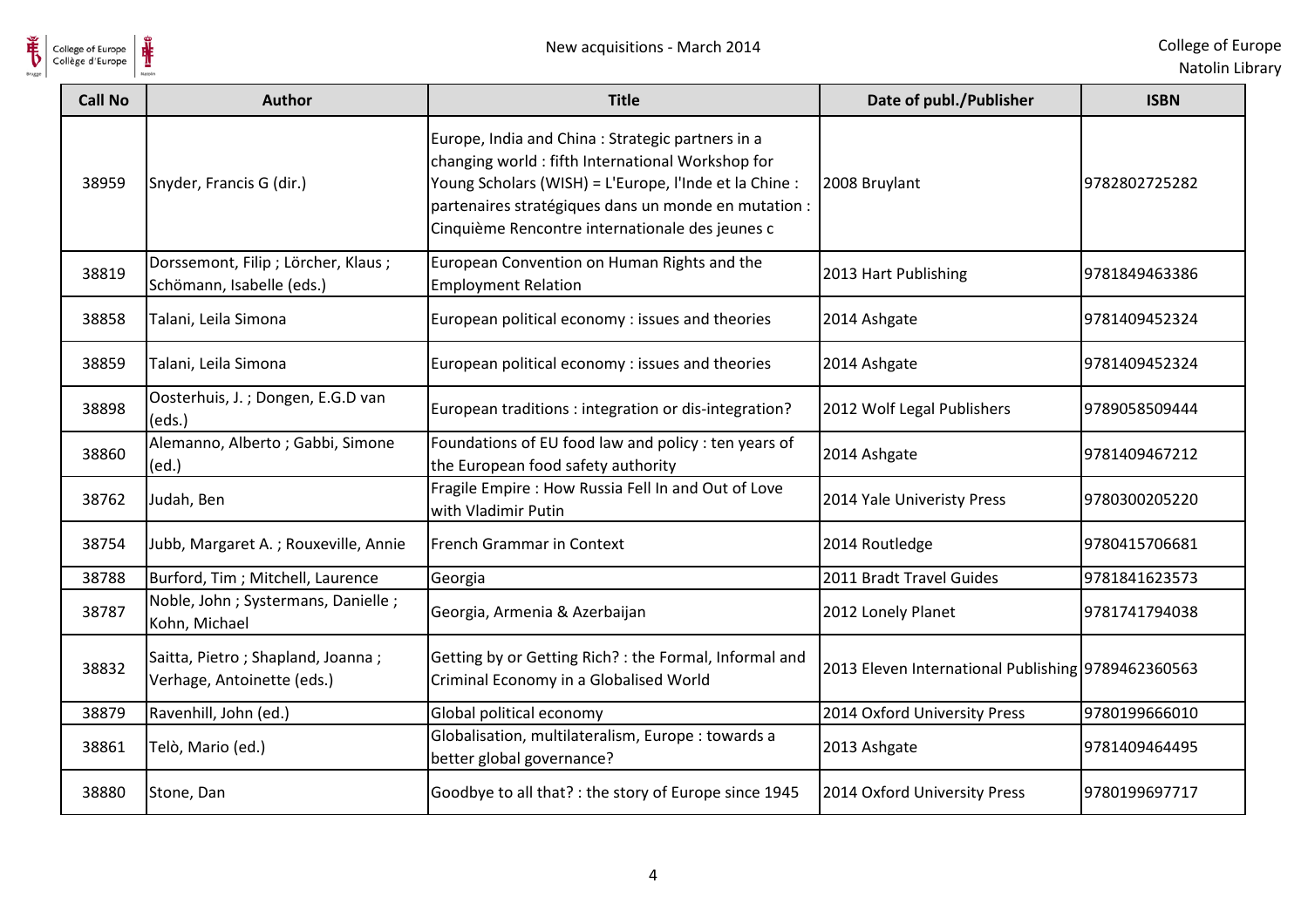| Call No | Author | Title | Date of publ./Publisher | ISBN |
|---|---|---|---|---|
| 38959 | Snyder, Francis G (dir.) | Europe, India and China : Strategic partners in a changing world : fifth International Workshop for Young Scholars (WISH) = L'Europe, l'Inde et la Chine : partenaires stratégiques dans un monde en mutation : Cinquième Rencontre internationale des jeunes c | 2008 Bruylant | 9782802725282 |
| 38819 | Dorssemont, Filip ; Lörcher, Klaus ; Schömann, Isabelle (eds.) | European Convention on Human Rights and the Employment Relation | 2013 Hart Publishing | 9781849463386 |
| 38858 | Talani, Leila Simona | European political economy : issues and theories | 2014 Ashgate | 9781409452324 |
| 38859 | Talani, Leila Simona | European political economy : issues and theories | 2014 Ashgate | 9781409452324 |
| 38898 | Oosterhuis, J. ; Dongen, E.G.D van (eds.) | European traditions : integration or dis-integration? | 2012 Wolf Legal Publishers | 9789058509444 |
| 38860 | Alemanno, Alberto ; Gabbi, Simone (ed.) | Foundations of EU food law and policy : ten years of the European food safety authority | 2014 Ashgate | 9781409467212 |
| 38762 | Judah, Ben | Fragile Empire : How Russia Fell In and Out of Love with Vladimir Putin | 2014 Yale Univeristy Press | 9780300205220 |
| 38754 | Jubb, Margaret A. ; Rouxeville, Annie | French Grammar in Context | 2014 Routledge | 9780415706681 |
| 38788 | Burford, Tim ; Mitchell, Laurence | Georgia | 2011 Bradt Travel Guides | 9781841623573 |
| 38787 | Noble, John ; Systermans, Danielle ; Kohn, Michael | Georgia, Armenia & Azerbaijan | 2012 Lonely Planet | 9781741794038 |
| 38832 | Saitta, Pietro ; Shapland, Joanna ; Verhage, Antoinette (eds.) | Getting by or Getting Rich? : the Formal, Informal and Criminal Economy in a Globalised World | 2013 Eleven International Publishing | 9789462360563 |
| 38879 | Ravenhill, John (ed.) | Global political economy | 2014 Oxford University Press | 9780199666010 |
| 38861 | Telò, Mario (ed.) | Globalisation, multilateralism, Europe : towards a better global governance? | 2013 Ashgate | 9781409464495 |
| 38880 | Stone, Dan | Goodbye to all that? : the story of Europe since 1945 | 2014 Oxford University Press | 9780199697717 |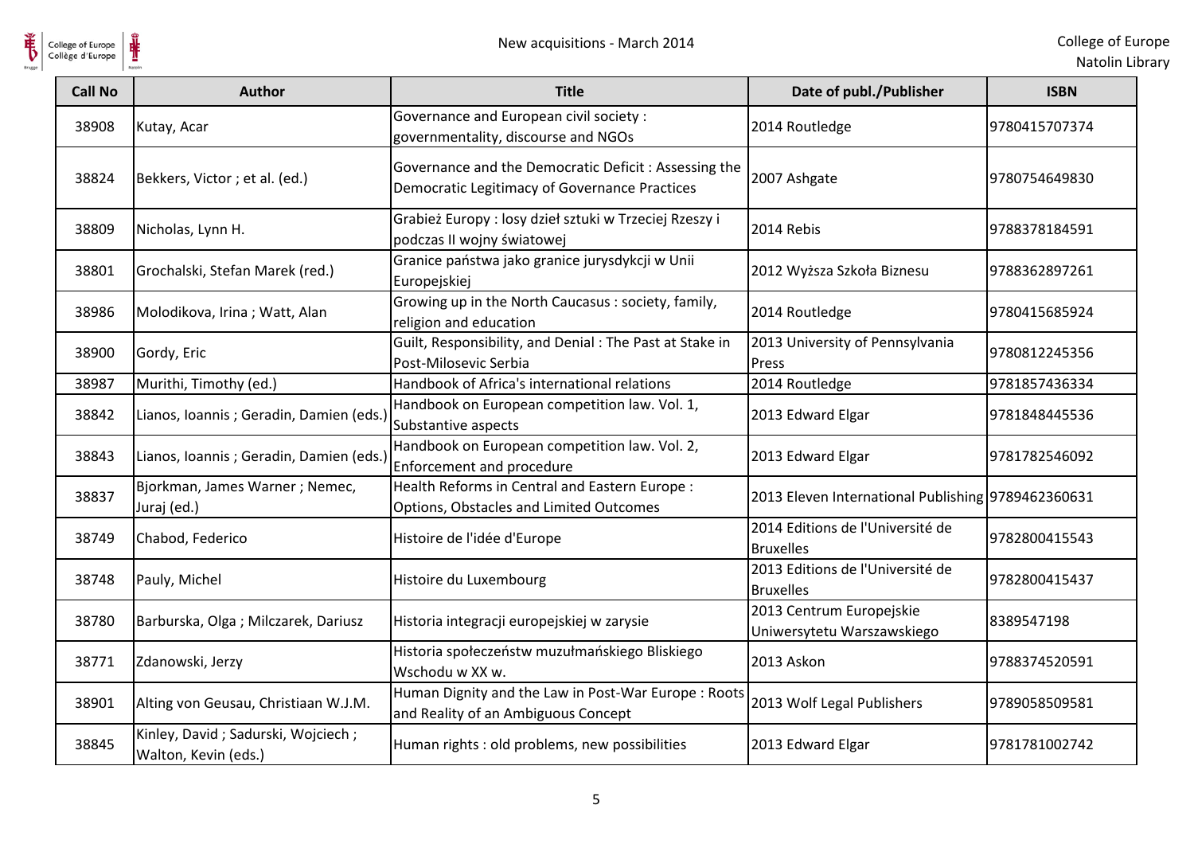| Call No | Author | Title | Date of publ./Publisher | ISBN |
| --- | --- | --- | --- | --- |
| 38908 | Kutay, Acar | Governance and European civil society : governmentality, discourse and NGOs | 2014 Routledge | 9780415707374 |
| 38824 | Bekkers, Victor ; et al. (ed.) | Governance and the Democratic Deficit : Assessing the Democratic Legitimacy of Governance Practices | 2007 Ashgate | 9780754649830 |
| 38809 | Nicholas, Lynn H. | Grabież Europy : losy dzieł sztuki w Trzeciej Rzeszy i podczas II wojny światowej | 2014 Rebis | 9788378184591 |
| 38801 | Grochalski, Stefan Marek (red.) | Granice państwa jako granice jurysdykcji w Unii Europejskiej | 2012 Wyższa Szkoła Biznesu | 9788362897261 |
| 38986 | Molodikova, Irina ; Watt, Alan | Growing up in the North Caucasus : society, family, religion and education | 2014 Routledge | 9780415685924 |
| 38900 | Gordy, Eric | Guilt, Responsibility, and Denial : The Past at Stake in Post-Milosevic Serbia | 2013 University of Pennsylvania Press | 9780812245356 |
| 38987 | Murithi, Timothy (ed.) | Handbook of Africa's international relations | 2014 Routledge | 9781857436334 |
| 38842 | Lianos, Ioannis ; Geradin, Damien (eds.) | Handbook on European competition law. Vol. 1, Substantive aspects | 2013 Edward Elgar | 9781848445536 |
| 38843 | Lianos, Ioannis ; Geradin, Damien (eds.) | Handbook on European competition law. Vol. 2, Enforcement and procedure | 2013 Edward Elgar | 9781782546092 |
| 38837 | Bjorkman, James Warner ; Nemec, Juraj (ed.) | Health Reforms in Central and Eastern Europe : Options, Obstacles and Limited Outcomes | 2013 Eleven International Publishing | 9789462360631 |
| 38749 | Chabod, Federico | Histoire de l'idée d'Europe | 2014 Editions de l'Université de Bruxelles | 9782800415543 |
| 38748 | Pauly, Michel | Histoire du Luxembourg | 2013 Editions de l'Université de Bruxelles | 9782800415437 |
| 38780 | Barburska, Olga ; Milczarek, Dariusz | Historia integracji europejskiej w zarysie | 2013 Centrum Europejskie Uniwersytetu Warszawskiego | 8389547198 |
| 38771 | Zdanowski, Jerzy | Historia społeczeństw muzułmańskiego Bliskiego Wschodu w XX w. | 2013 Askon | 9788374520591 |
| 38901 | Alting von Geusau, Christiaan W.J.M. | Human Dignity and the Law in Post-War Europe : Roots and Reality of an Ambiguous Concept | 2013 Wolf Legal Publishers | 9789058509581 |
| 38845 | Kinley, David ; Sadurski, Wojciech ; Walton, Kevin (eds.) | Human rights : old problems, new possibilities | 2013 Edward Elgar | 9781781002742 |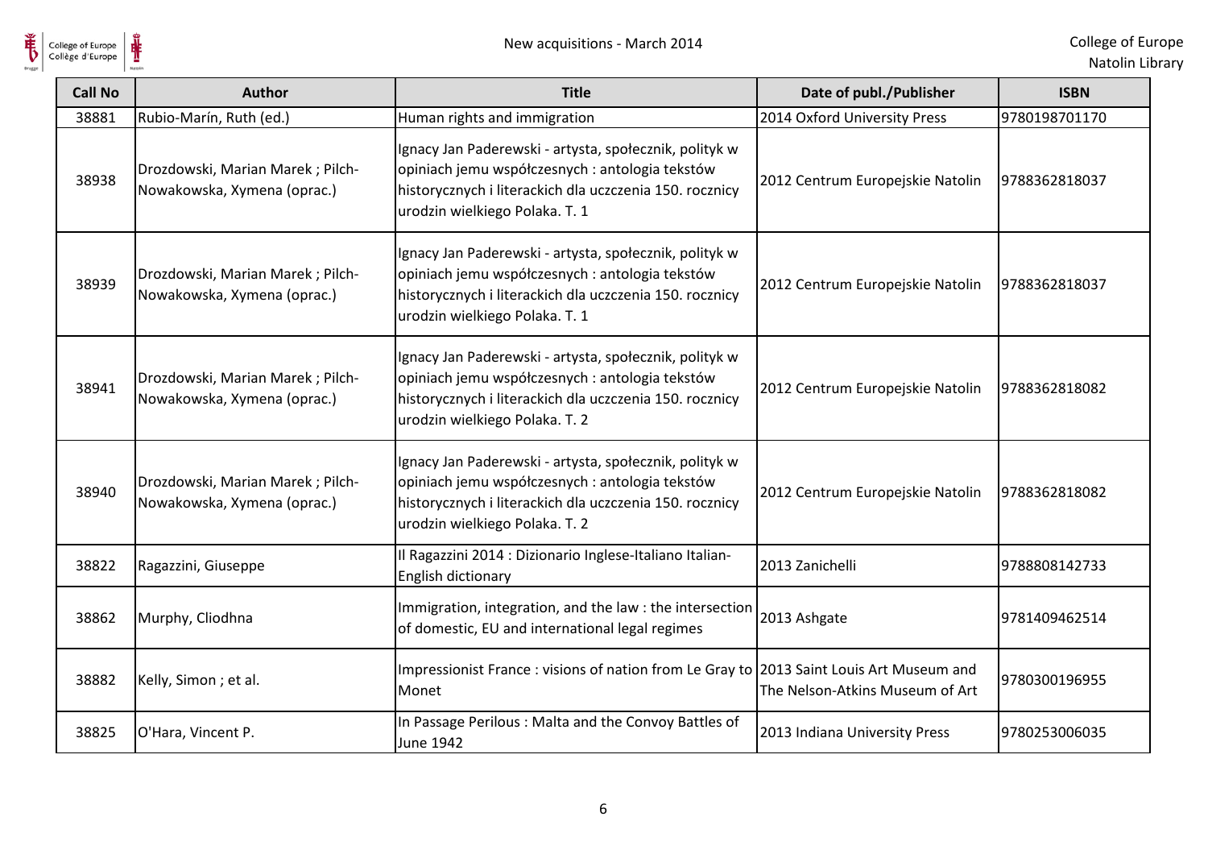| Call No | Author | Title | Date of publ./Publisher | ISBN |
| --- | --- | --- | --- | --- |
| 38881 | Rubio-Marín, Ruth (ed.) | Human rights and immigration | 2014 Oxford University Press | 9780198701170 |
| 38938 | Drozdowski, Marian Marek ; Pilch-Nowakowska, Xymena (oprac.) | Ignacy Jan Paderewski - artysta, społecznik, polityk w opiniach jemu współczesnych : antologia tekstów historycznych i literackich dla uczczenia 150. rocznicy urodzin wielkiego Polaka. T. 1 | 2012 Centrum Europejskie Natolin | 9788362818037 |
| 38939 | Drozdowski, Marian Marek ; Pilch-Nowakowska, Xymena (oprac.) | Ignacy Jan Paderewski - artysta, społecznik, polityk w opiniach jemu współczesnych : antologia tekstów historycznych i literackich dla uczczenia 150. rocznicy urodzin wielkiego Polaka. T. 1 | 2012 Centrum Europejskie Natolin | 9788362818037 |
| 38941 | Drozdowski, Marian Marek ; Pilch-Nowakowska, Xymena (oprac.) | Ignacy Jan Paderewski - artysta, społecznik, polityk w opiniach jemu współczesnych : antologia tekstów historycznych i literackich dla uczczenia 150. rocznicy urodzin wielkiego Polaka. T. 2 | 2012 Centrum Europejskie Natolin | 9788362818082 |
| 38940 | Drozdowski, Marian Marek ; Pilch-Nowakowska, Xymena (oprac.) | Ignacy Jan Paderewski - artysta, społecznik, polityk w opiniach jemu współczesnych : antologia tekstów historycznych i literackich dla uczczenia 150. rocznicy urodzin wielkiego Polaka. T. 2 | 2012 Centrum Europejskie Natolin | 9788362818082 |
| 38822 | Ragazzini, Giuseppe | Il Ragazzini 2014 : Dizionario Inglese-Italiano Italian-English dictionary | 2013 Zanichelli | 9788808142733 |
| 38862 | Murphy, Cliodhna | Immigration, integration, and the law : the intersection of domestic, EU and international legal regimes | 2013 Ashgate | 9781409462514 |
| 38882 | Kelly, Simon ; et al. | Impressionist France : visions of nation from Le Gray to Monet | 2013 Saint Louis Art Museum and The Nelson-Atkins Museum of Art | 9780300196955 |
| 38825 | O'Hara, Vincent P. | In Passage Perilous : Malta and the Convoy Battles of June 1942 | 2013 Indiana University Press | 9780253006035 |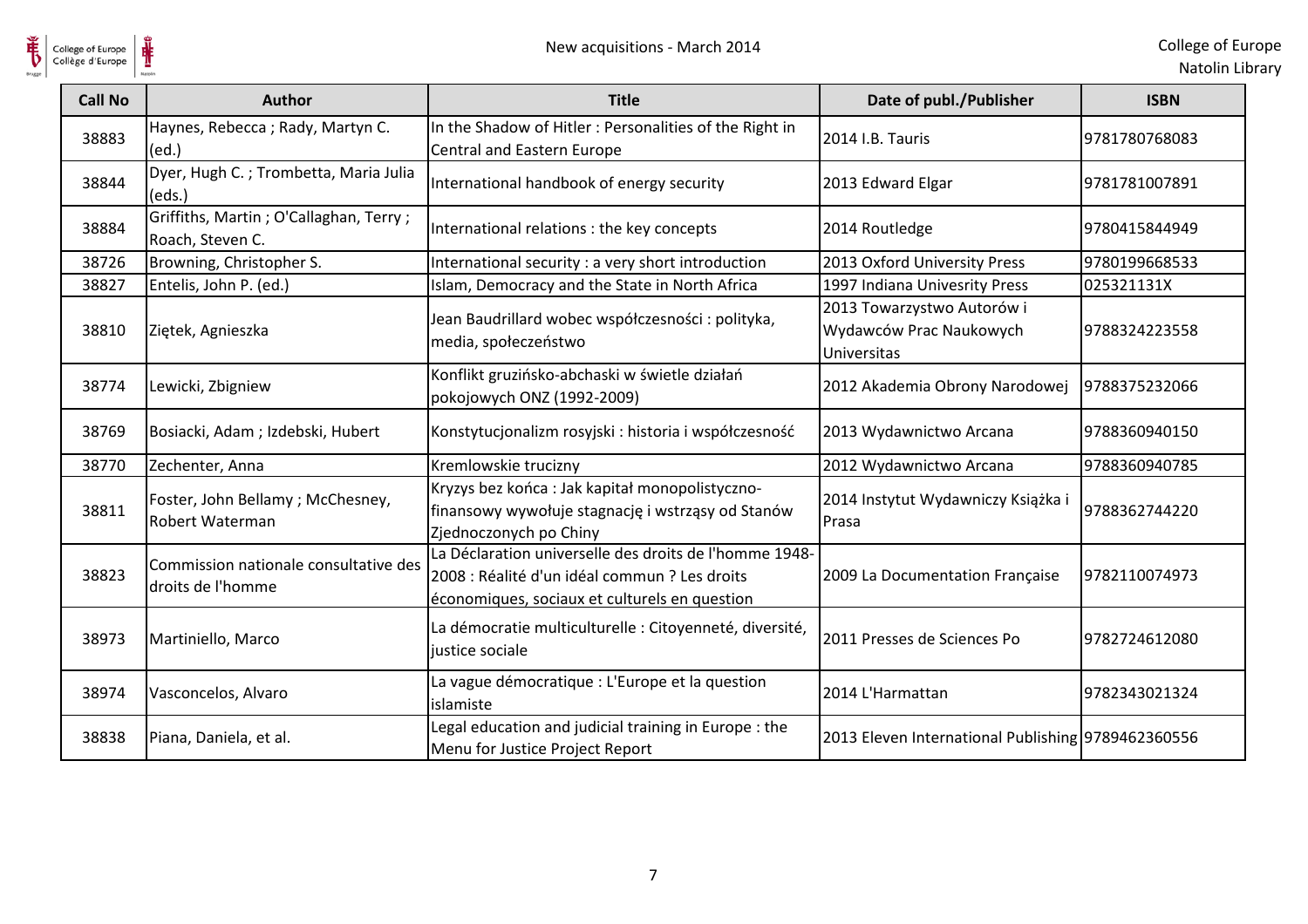| Call No | Author | Title | Date of publ./Publisher | ISBN |
|---|---|---|---|---|
| 38883 | Haynes, Rebecca ; Rady, Martyn C. (ed.) | In the Shadow of Hitler : Personalities of the Right in Central and Eastern Europe | 2014 I.B. Tauris | 9781780768083 |
| 38844 | Dyer, Hugh C. ; Trombetta, Maria Julia (eds.) | International handbook of energy security | 2013 Edward Elgar | 9781781007891 |
| 38884 | Griffiths, Martin ; O'Callaghan, Terry ; Roach, Steven C. | International relations : the key concepts | 2014 Routledge | 9780415844949 |
| 38726 | Browning, Christopher S. | International security : a very short introduction | 2013 Oxford University Press | 9780199668533 |
| 38827 | Entelis, John P. (ed.) | Islam, Democracy and the State in North Africa | 1997 Indiana Univesrity Press | 025321131X |
| 38810 | Ziętek, Agnieszka | Jean Baudrillard wobec współczesności : polityka, media, społeczeństwo | 2013 Towarzystwo Autorów i Wydawców Prac Naukowych Universitas | 9788324223558 |
| 38774 | Lewicki, Zbigniew | Konflikt gruzińsko-abchaski w świetle działań pokojowych ONZ (1992-2009) | 2012 Akademia Obrony Narodowej | 9788375232066 |
| 38769 | Bosiacki, Adam ; Izdebski, Hubert | Konstytucjonalizm rosyjski : historia i współczesność | 2013 Wydawnictwo Arcana | 9788360940150 |
| 38770 | Zechenter, Anna | Kremlowskie trucizny | 2012 Wydawnictwo Arcana | 9788360940785 |
| 38811 | Foster, John Bellamy ; McChesney, Robert Waterman | Kryzys bez końca : Jak kapitał monopolistyczno-finansowy wywołuje stagnację i wstrząsy od Stanów Zjednoczonych po Chiny | 2014 Instytut Wydawniczy Książka i Prasa | 9788362744220 |
| 38823 | Commission nationale consultative des droits de l'homme | La Déclaration universelle des droits de l'homme 1948-2008 : Réalité d'un idéal commun ? Les droits économiques, sociaux et culturels en question | 2009 La Documentation Française | 9782110074973 |
| 38973 | Martiniello, Marco | La démocratie multiculturelle : Citoyenneté, diversité, justice sociale | 2011 Presses de Sciences Po | 9782724612080 |
| 38974 | Vasconcelos, Alvaro | La vague démocratique : L'Europe et la question islamiste | 2014 L'Harmattan | 9782343021324 |
| 38838 | Piana, Daniela, et al. | Legal education and judicial training in Europe : the Menu for Justice Project Report | 2013 Eleven International Publishing | 9789462360556 |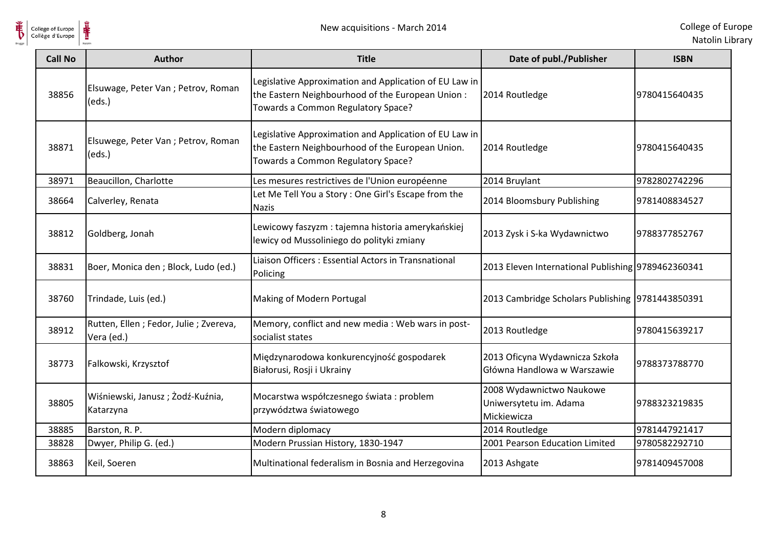| Call No | Author | Title | Date of publ./Publisher | ISBN |
|---|---|---|---|---|
| 38856 | Elsuwage, Peter Van ; Petrov, Roman (eds.) | Legislative Approximation and Application of EU Law in the Eastern Neighbourhood of the European Union : Towards a Common Regulatory Space? | 2014 Routledge | 9780415640435 |
| 38871 | Elsuwege, Peter Van ; Petrov, Roman (eds.) | Legislative Approximation and Application of EU Law in the Eastern Neighbourhood of the European Union. Towards a Common Regulatory Space? | 2014 Routledge | 9780415640435 |
| 38971 | Beaucillon, Charlotte | Les mesures restrictives de l'Union européenne | 2014 Bruylant | 9782802742296 |
| 38664 | Calverley, Renata | Let Me Tell You a Story : One Girl's Escape from the Nazis | 2014 Bloomsbury Publishing | 9781408834527 |
| 38812 | Goldberg, Jonah | Lewicowy faszyzm : tajemna historia amerykańskiej lewicy od Mussoliniego do polityki zmiany | 2013 Zysk i S-ka Wydawnictwo | 9788377852767 |
| 38831 | Boer, Monica den ; Block, Ludo (ed.) | Liaison Officers : Essential Actors in Transnational Policing | 2013 Eleven International Publishing | 9789462360341 |
| 38760 | Trindade, Luis (ed.) | Making of Modern Portugal | 2013 Cambridge Scholars Publishing | 9781443850391 |
| 38912 | Rutten, Ellen ; Fedor, Julie ; Zvereva, Vera (ed.) | Memory, conflict and new media : Web wars in post-socialist states | 2013 Routledge | 9780415639217 |
| 38773 | Falkowski, Krzysztof | Międzynarodowa konkurencyjność gospodarek Białorusi, Rosji i Ukrainy | 2013 Oficyna Wydawnicza Szkoła Główna Handlowa w Warszawie | 9788373788770 |
| 38805 | Wiśniewski, Janusz ; Żodź-Kuźnia, Katarzyna | Mocarstwa współczesnego świata : problem przywództwa światowego | 2008 Wydawnictwo Naukowe Uniwersytetu im. Adama Mickiewicza | 9788323219835 |
| 38885 | Barston, R. P. | Modern diplomacy | 2014 Routledge | 9781447921417 |
| 38828 | Dwyer, Philip G. (ed.) | Modern Prussian History, 1830-1947 | 2001 Pearson Education Limited | 9780582292710 |
| 38863 | Keil, Soeren | Multinational federalism in Bosnia and Herzegovina | 2013 Ashgate | 9781409457008 |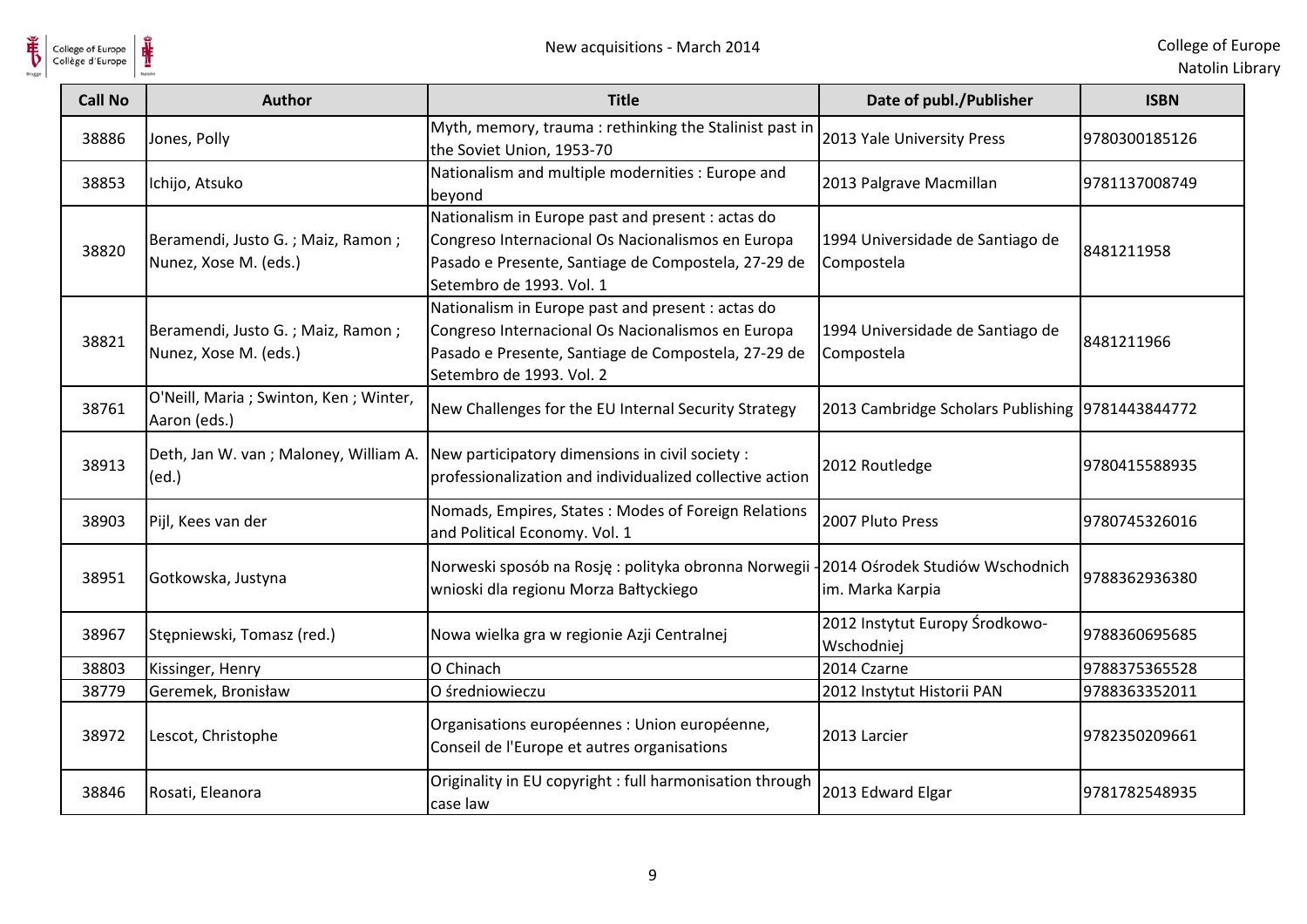| Call No | Author | Title | Date of publ./Publisher | ISBN |
| --- | --- | --- | --- | --- |
| 38886 | Jones, Polly | Myth, memory, trauma : rethinking the Stalinist past in the Soviet Union, 1953-70 | 2013 Yale University Press | 9780300185126 |
| 38853 | Ichijo, Atsuko | Nationalism and multiple modernities : Europe and beyond | 2013 Palgrave Macmillan | 9781137008749 |
| 38820 | Beramendi, Justo G. ; Maiz, Ramon ; Nunez, Xose M. (eds.) | Nationalism in Europe past and present : actas do Congreso Internacional Os Nacionalismos en Europa Pasado e Presente, Santiage de Compostela, 27-29 de Setembro de 1993. Vol. 1 | 1994 Universidade de Santiago de Compostela | 8481211958 |
| 38821 | Beramendi, Justo G. ; Maiz, Ramon ; Nunez, Xose M. (eds.) | Nationalism in Europe past and present : actas do Congreso Internacional Os Nacionalismos en Europa Pasado e Presente, Santiage de Compostela, 27-29 de Setembro de 1993. Vol. 2 | 1994 Universidade de Santiago de Compostela | 8481211966 |
| 38761 | O'Neill, Maria ; Swinton, Ken ; Winter, Aaron (eds.) | New Challenges for the EU Internal Security Strategy | 2013 Cambridge Scholars Publishing | 9781443844772 |
| 38913 | Deth, Jan W. van ; Maloney, William A. (ed.) | New participatory dimensions in civil society : professionalization and individualized collective action | 2012 Routledge | 9780415588935 |
| 38903 | Pijl, Kees van der | Nomads, Empires, States : Modes of Foreign Relations and Political Economy. Vol. 1 | 2007 Pluto Press | 9780745326016 |
| 38951 | Gotkowska, Justyna | Norweski sposób na Rosję : polityka obronna Norwegii - wnioski dla regionu Morza Bałtyckiego | 2014 Ośrodek Studiów Wschodnich im. Marka Karpia | 9788362936380 |
| 38967 | Stępniewski, Tomasz (red.) | Nowa wielka gra w regionie Azji Centralnej | 2012 Instytut Europy Środkowo-Wschodniej | 9788360695685 |
| 38803 | Kissinger, Henry | O Chinach | 2014 Czarne | 9788375365528 |
| 38779 | Geremek, Bronisław | O średniowieczu | 2012 Instytut Historii PAN | 9788363352011 |
| 38972 | Lescot, Christophe | Organisations européennes : Union européenne, Conseil de l'Europe et autres organisations | 2013 Larcier | 9782350209661 |
| 38846 | Rosati, Eleanora | Originality in EU copyright : full harmonisation through case law | 2013 Edward Elgar | 9781782548935 |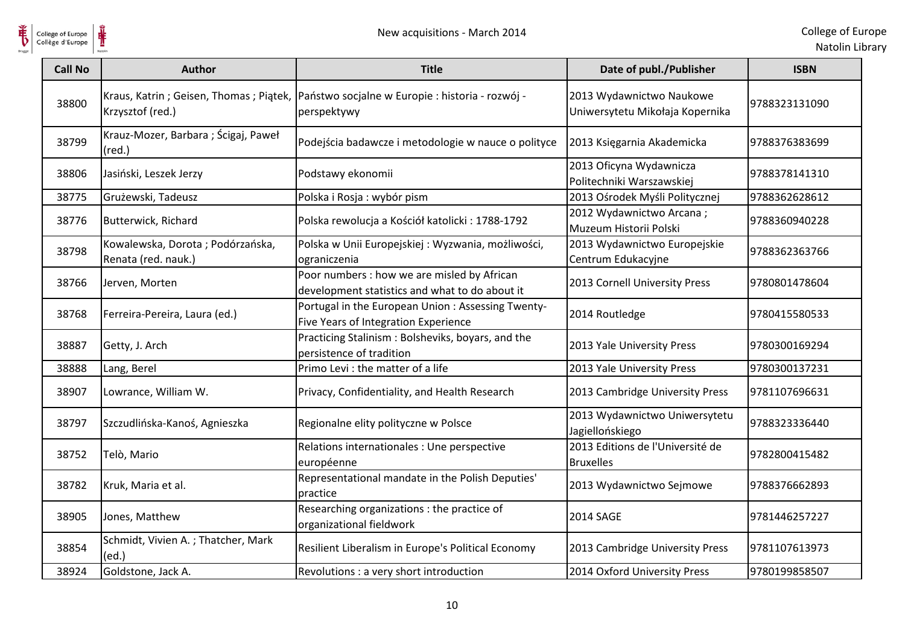| Call No | Author | Title | Date of publ./Publisher | ISBN |
|---|---|---|---|---|
| 38800 | Kraus, Katrin ; Geisen, Thomas ; Piątek, Krzysztof (red.) | Państwo socjalne w Europie : historia - rozwój - perspektywy | 2013 Wydawnictwo Naukowe Uniwersytetu Mikołaja Kopernika | 9788323131090 |
| 38799 | Krauz-Mozer, Barbara ; Ścigaj, Paweł (red.) | Podejścia badawcze i metodologie w nauce o polityce | 2013 Księgarnia Akademicka | 9788376383699 |
| 38806 | Jasiński, Leszek Jerzy | Podstawy ekonomii | 2013 Oficyna Wydawnicza Politechniki Warszawskiej | 9788378141310 |
| 38775 | Grużewski, Tadeusz | Polska i Rosja : wybór pism | 2013 Ośrodek Myśli Politycznej | 9788362628612 |
| 38776 | Butterwick, Richard | Polska rewolucja a Kościół katolicki : 1788-1792 | 2012 Wydawnictwo Arcana ; Muzeum Historii Polski | 9788360940228 |
| 38798 | Kowalewska, Dorota ; Podórzańska, Renata (red. nauk.) | Polska w Unii Europejskiej : Wyzwania, możliwości, ograniczenia | 2013 Wydawnictwo Europejskie Centrum Edukacyjne | 9788362363766 |
| 38766 | Jerven, Morten | Poor numbers : how we are misled by African development statistics and what to do about it | 2013 Cornell University Press | 9780801478604 |
| 38768 | Ferreira-Pereira, Laura (ed.) | Portugal in the European Union : Assessing Twenty-Five Years of Integration Experience | 2014 Routledge | 9780415580533 |
| 38887 | Getty, J. Arch | Practicing Stalinism : Bolsheviks, boyars, and the persistence of tradition | 2013 Yale University Press | 9780300169294 |
| 38888 | Lang, Berel | Primo Levi : the matter of a life | 2013 Yale University Press | 9780300137231 |
| 38907 | Lowrance, William W. | Privacy, Confidentiality, and Health Research | 2013 Cambridge University Press | 9781107696631 |
| 38797 | Szczudlińska-Kanoś, Agnieszka | Regionalne elity polityczne w Polsce | 2013 Wydawnictwo Uniwersytetu Jagiellońskiego | 9788323336440 |
| 38752 | Telò, Mario | Relations internationales : Une perspective européenne | 2013 Editions de l'Université de Bruxelles | 9782800415482 |
| 38782 | Kruk, Maria et al. | Representational mandate in the Polish Deputies' practice | 2013 Wydawnictwo Sejmowe | 9788376662893 |
| 38905 | Jones, Matthew | Researching organizations : the practice of organizational fieldwork | 2014 SAGE | 9781446257227 |
| 38854 | Schmidt, Vivien A. ; Thatcher, Mark (ed.) | Resilient Liberalism in Europe's Political Economy | 2013 Cambridge University Press | 9781107613973 |
| 38924 | Goldstone, Jack A. | Revolutions : a very short introduction | 2014 Oxford University Press | 9780199858507 |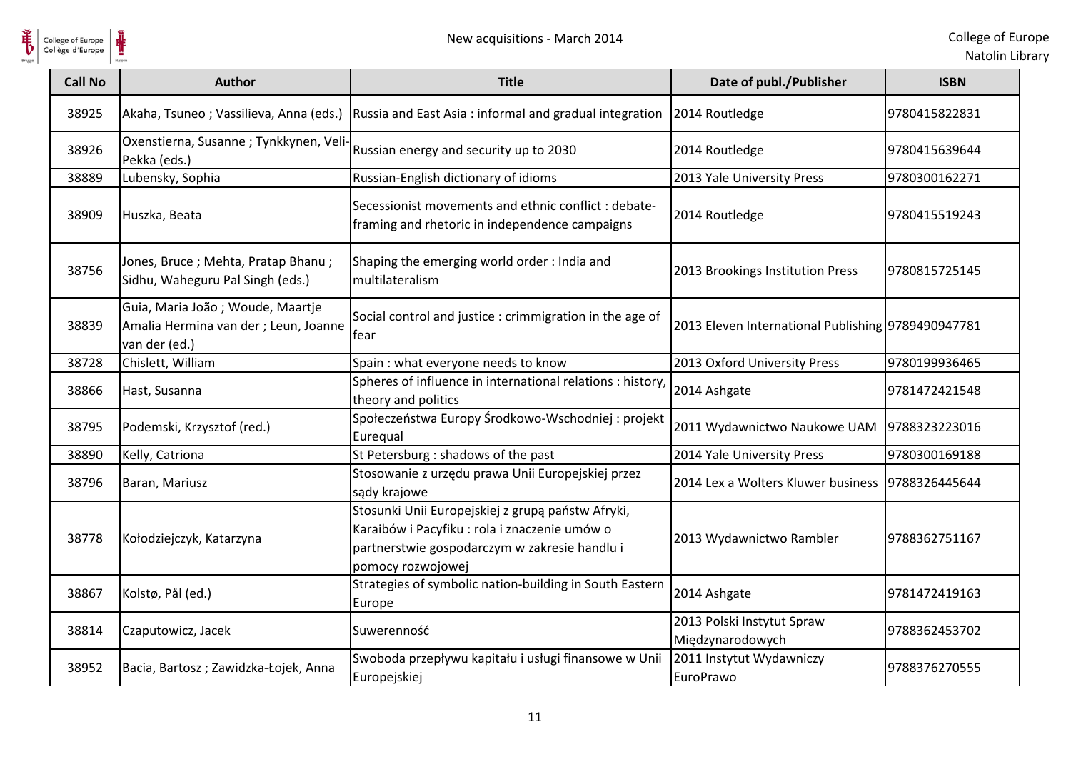| Call No | Author | Title | Date of publ./Publisher | ISBN |
|---|---|---|---|---|
| 38925 | Akaha, Tsuneo ; Vassilieva, Anna (eds.) | Russia and East Asia : informal and gradual integration | 2014 Routledge | 9780415822831 |
| 38926 | Oxenstierna, Susanne ; Tynkkynen, Veli-Pekka (eds.) | Russian energy and security up to 2030 | 2014 Routledge | 9780415639644 |
| 38889 | Lubensky, Sophia | Russian-English dictionary of idioms | 2013 Yale University Press | 9780300162271 |
| 38909 | Huszka, Beata | Secessionist movements and ethnic conflict : debate-framing and rhetoric in independence campaigns | 2014 Routledge | 9780415519243 |
| 38756 | Jones, Bruce ; Mehta, Pratap Bhanu ; Sidhu, Waheguru Pal Singh (eds.) | Shaping the emerging world order : India and multilateralism | 2013 Brookings Institution Press | 9780815725145 |
| 38839 | Guia, Maria João ; Woude, Maartje Amalia Hermina van der ; Leun, Joanne van der (ed.) | Social control and justice : crimmigration in the age of fear | 2013 Eleven International Publishing | 9789490947781 |
| 38728 | Chislett, William | Spain : what everyone needs to know | 2013 Oxford University Press | 9780199936465 |
| 38866 | Hast, Susanna | Spheres of influence in international relations : history, theory and politics | 2014 Ashgate | 9781472421548 |
| 38795 | Podemski, Krzysztof (red.) | Społeczeństwa Europy Środkowo-Wschodniej : projekt Eurequal | 2011 Wydawnictwo Naukowe UAM | 9788323223016 |
| 38890 | Kelly, Catriona | St Petersburg : shadows of the past | 2014 Yale University Press | 9780300169188 |
| 38796 | Baran, Mariusz | Stosowanie z urzędu prawa Unii Europejskiej przez sądy krajowe | 2014 Lex a Wolters Kluwer business | 9788326445644 |
| 38778 | Kołodziejczyk, Katarzyna | Stosunki Unii Europejskiej z grupą państw Afryki, Karaibów i Pacyfiku : rola i znaczenie umów o partnerstwie gospodarczym w zakresie handlu i pomocy rozwojowej | 2013 Wydawnictwo Rambler | 9788362751167 |
| 38867 | Kolstø, Pål (ed.) | Strategies of symbolic nation-building in South Eastern Europe | 2014 Ashgate | 9781472419163 |
| 38814 | Czaputowicz, Jacek | Suwerenność | 2013 Polski Instytut Spraw Międzynarodowych | 9788362453702 |
| 38952 | Bacia, Bartosz ; Zawidzka-Łojek, Anna | Swoboda przepływu kapitału i usługi finansowe w Unii Europejskiej | 2011 Instytut Wydawniczy EuroPrawo | 9788376270555 |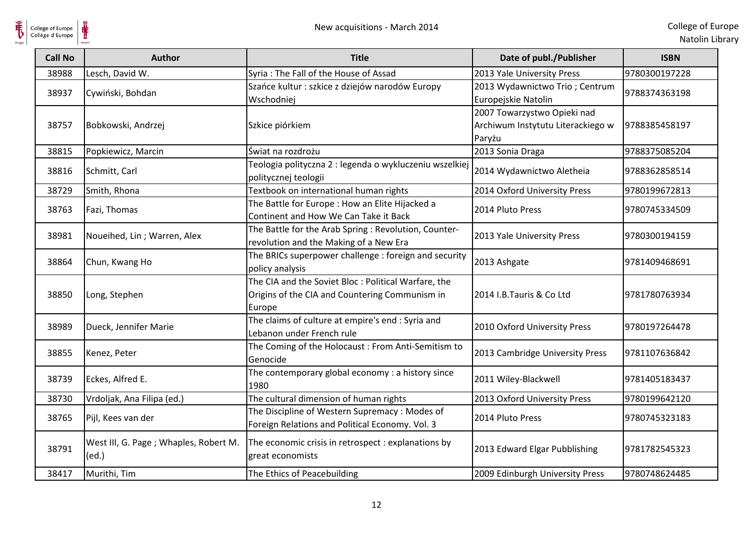| Call No | Author | Title | Date of publ./Publisher | ISBN |
|---|---|---|---|---|
| 38988 | Lesch, David W. | Syria : The Fall of the House of Assad | 2013 Yale University Press | 9780300197228 |
| 38937 | Cywiński, Bohdan | Szańce kultur : szkice z dziejów narodów Europy Wschodniej | 2013 Wydawnictwo Trio ; Centrum Europejskie Natolin | 9788374363198 |
| 38757 | Bobkowski, Andrzej | Szkice piórkiem | 2007 Towarzystwo Opieki nad Archiwum Instytutu Literackiego w Paryżu | 9788385458197 |
| 38815 | Popkiewicz, Marcin | Świat na rozdrożu | 2013 Sonia Draga | 9788375085204 |
| 38816 | Schmitt, Carl | Teologia polityczna 2 : legenda o wykluczeniu wszelkiej politycznej teologii | 2014 Wydawnictwo Aletheia | 9788362858514 |
| 38729 | Smith, Rhona | Textbook on international human rights | 2014 Oxford University Press | 9780199672813 |
| 38763 | Fazi, Thomas | The Battle for Europe : How an Elite Hijacked a Continent and How We Can Take it Back | 2014 Pluto Press | 9780745334509 |
| 38981 | Noueihed, Lin ; Warren, Alex | The Battle for the Arab Spring : Revolution, Counter-revolution and the Making of a New Era | 2013 Yale University Press | 9780300194159 |
| 38864 | Chun, Kwang Ho | The BRICs superpower challenge : foreign and security policy analysis | 2013 Ashgate | 9781409468691 |
| 38850 | Long, Stephen | The CIA and the Soviet Bloc : Political Warfare, the Origins of the CIA and Countering Communism in Europe | 2014 I.B.Tauris & Co Ltd | 9781780763934 |
| 38989 | Dueck, Jennifer Marie | The claims of culture at empire's end : Syria and Lebanon under French rule | 2010 Oxford University Press | 9780197264478 |
| 38855 | Kenez, Peter | The Coming of the Holocaust : From Anti-Semitism to Genocide | 2013 Cambridge University Press | 9781107636842 |
| 38739 | Eckes, Alfred E. | The contemporary global economy : a history since 1980 | 2011 Wiley-Blackwell | 9781405183437 |
| 38730 | Vrdoljak, Ana Filipa (ed.) | The cultural dimension of human rights | 2013 Oxford University Press | 9780199642120 |
| 38765 | Pijl, Kees van der | The Discipline of Western Supremacy : Modes of Foreign Relations and Political Economy. Vol. 3 | 2014 Pluto Press | 9780745323183 |
| 38791 | West III, G. Page ; Whaples, Robert M. (ed.) | The economic crisis in retrospect : explanations by great economists | 2013 Edward Elgar Pubblishing | 9781782545323 |
| 38417 | Murithi, Tim | The Ethics of Peacebuilding | 2009 Edinburgh University Press | 9780748624485 |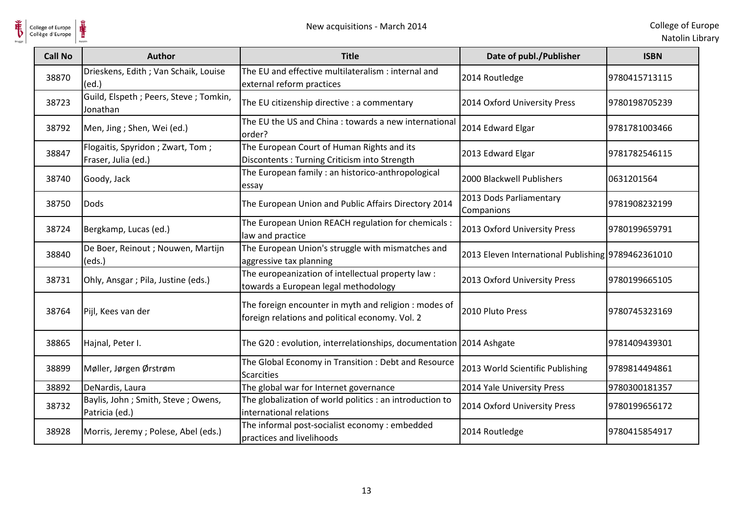| Call No | Author | Title | Date of publ./Publisher | ISBN |
|---|---|---|---|---|
| 38870 | Drieskens, Edith ; Van Schaik, Louise (ed.) | The EU and effective multilateralism : internal and external reform practices | 2014 Routledge | 9780415713115 |
| 38723 | Guild, Elspeth ; Peers, Steve ; Tomkin, Jonathan | The EU citizenship directive : a commentary | 2014 Oxford University Press | 9780198705239 |
| 38792 | Men, Jing ; Shen, Wei (ed.) | The EU the US and China : towards a new international order? | 2014 Edward Elgar | 9781781003466 |
| 38847 | Flogaitis, Spyridon ; Zwart, Tom ; Fraser, Julia (ed.) | The European Court of Human Rights and its Discontents : Turning Criticism into Strength | 2013 Edward Elgar | 9781782546115 |
| 38740 | Goody, Jack | The European family : an historico-anthropological essay | 2000 Blackwell Publishers | 0631201564 |
| 38750 | Dods | The European Union and Public Affairs Directory 2014 | 2013 Dods Parliamentary Companions | 9781908232199 |
| 38724 | Bergkamp, Lucas (ed.) | The European Union REACH regulation for chemicals : law and practice | 2013 Oxford University Press | 9780199659791 |
| 38840 | De Boer, Reinout ; Nouwen, Martijn (eds.) | The European Union's struggle with mismatches and aggressive tax planning | 2013 Eleven International Publishing | 9789462361010 |
| 38731 | Ohly, Ansgar ; Pila, Justine (eds.) | The europeanization of intellectual property law : towards a European legal methodology | 2013 Oxford University Press | 9780199665105 |
| 38764 | Pijl, Kees van der | The foreign encounter in myth and religion : modes of foreign relations and political economy. Vol. 2 | 2010 Pluto Press | 9780745323169 |
| 38865 | Hajnal, Peter I. | The G20 : evolution, interrelationships, documentation | 2014 Ashgate | 9781409439301 |
| 38899 | Møller, Jørgen Ørstrøm | The Global Economy in Transition : Debt and Resource Scarcities | 2013 World Scientific Publishing | 9789814494861 |
| 38892 | DeNardis, Laura | The global war for Internet governance | 2014 Yale University Press | 9780300181357 |
| 38732 | Baylis, John ; Smith, Steve ; Owens, Patricia (ed.) | The globalization of world politics : an introduction to international relations | 2014 Oxford University Press | 9780199656172 |
| 38928 | Morris, Jeremy ; Polese, Abel (eds.) | The informal post-socialist economy : embedded practices and livelihoods | 2014 Routledge | 9780415854917 |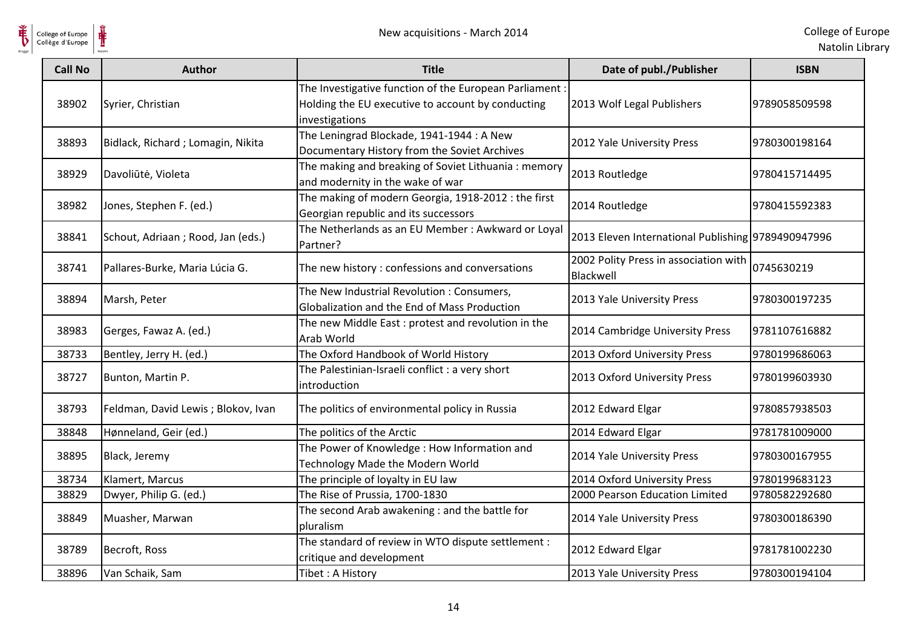| Call No | Author | Title | Date of publ./Publisher | ISBN |
|---|---|---|---|---|
| 38902 | Syrier, Christian | The Investigative function of the European Parliament : Holding the EU executive to account by conducting investigations | 2013 Wolf Legal Publishers | 9789058509598 |
| 38893 | Bidlack, Richard ; Lomagin, Nikita | The Leningrad Blockade, 1941-1944 : A New Documentary History from the Soviet Archives | 2012 Yale University Press | 9780300198164 |
| 38929 | Davoliūtė, Violeta | The making and breaking of Soviet Lithuania : memory and modernity in the wake of war | 2013 Routledge | 9780415714495 |
| 38982 | Jones, Stephen F. (ed.) | The making of modern Georgia, 1918-2012 : the first Georgian republic and its successors | 2014 Routledge | 9780415592383 |
| 38841 | Schout, Adriaan ; Rood, Jan (eds.) | The Netherlands as an EU Member : Awkward or Loyal Partner? | 2013 Eleven International Publishing | 9789490947996 |
| 38741 | Pallares-Burke, Maria Lúcia G. | The new history : confessions and conversations | 2002 Polity Press in association with Blackwell | 0745630219 |
| 38894 | Marsh, Peter | The New Industrial Revolution : Consumers, Globalization and the End of Mass Production | 2013 Yale University Press | 9780300197235 |
| 38983 | Gerges, Fawaz A. (ed.) | The new Middle East : protest and revolution in the Arab World | 2014 Cambridge University Press | 9781107616882 |
| 38733 | Bentley, Jerry H. (ed.) | The Oxford Handbook of World History | 2013 Oxford University Press | 9780199686063 |
| 38727 | Bunton, Martin P. | The Palestinian-Israeli conflict : a very short introduction | 2013 Oxford University Press | 9780199603930 |
| 38793 | Feldman, David Lewis ; Blokov, Ivan | The politics of environmental policy in Russia | 2012 Edward Elgar | 9780857938503 |
| 38848 | Hønneland, Geir (ed.) | The politics of the Arctic | 2014 Edward Elgar | 9781781009000 |
| 38895 | Black, Jeremy | The Power of Knowledge : How Information and Technology Made the Modern World | 2014 Yale University Press | 9780300167955 |
| 38734 | Klamert, Marcus | The principle of loyalty in EU law | 2014 Oxford University Press | 9780199683123 |
| 38829 | Dwyer, Philip G. (ed.) | The Rise of Prussia, 1700-1830 | 2000 Pearson Education Limited | 9780582292680 |
| 38849 | Muasher, Marwan | The second Arab awakening : and the battle for pluralism | 2014 Yale University Press | 9780300186390 |
| 38789 | Becroft, Ross | The standard of review in WTO dispute settlement : critique and development | 2012 Edward Elgar | 9781781002230 |
| 38896 | Van Schaik, Sam | Tibet : A History | 2013 Yale University Press | 9780300194104 |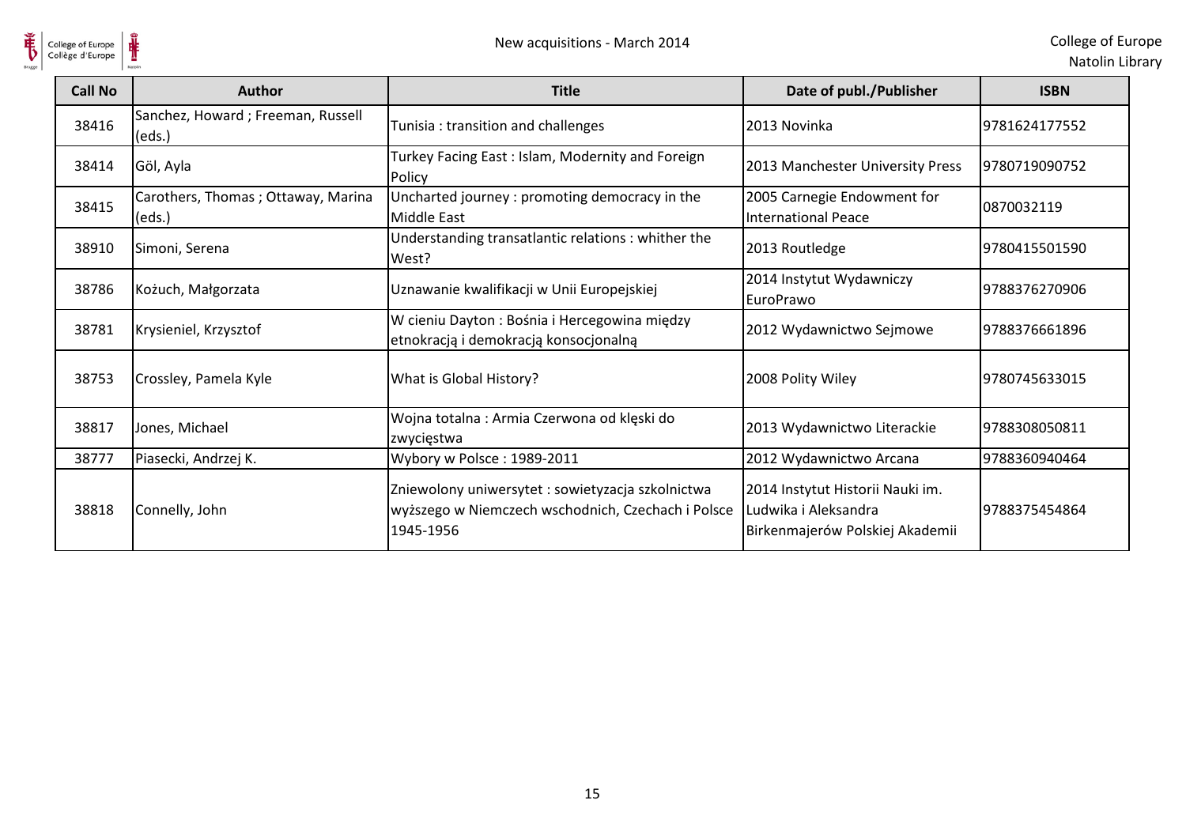| Call No | Author | Title | Date of publ./Publisher | ISBN |
|---|---|---|---|---|
| 38416 | Sanchez, Howard ; Freeman, Russell (eds.) | Tunisia : transition and challenges | 2013 Novinka | 9781624177552 |
| 38414 | Göl, Ayla | Turkey Facing East : Islam, Modernity and Foreign Policy | 2013 Manchester University Press | 9780719090752 |
| 38415 | Carothers, Thomas ; Ottaway, Marina (eds.) | Uncharted journey : promoting democracy in the Middle East | 2005 Carnegie Endowment for International Peace | 0870032119 |
| 38910 | Simoni, Serena | Understanding transatlantic relations : whither the West? | 2013 Routledge | 9780415501590 |
| 38786 | Kożuch, Małgorzata | Uznawanie kwalifikacji w Unii Europejskiej | 2014 Instytut Wydawniczy EuroPrawo | 9788376270906 |
| 38781 | Krysieniel, Krzysztof | W cieniu Dayton : Bośnia i Hercegowina między etnokracją i demokracją konsocjonalną | 2012 Wydawnictwo Sejmowe | 9788376661896 |
| 38753 | Crossley, Pamela Kyle | What is Global History? | 2008 Polity Wiley | 9780745633015 |
| 38817 | Jones, Michael | Wojna totalna : Armia Czerwona od klęski do zwycięstwa | 2013 Wydawnictwo Literackie | 9788308050811 |
| 38777 | Piasecki, Andrzej K. | Wybory w Polsce : 1989-2011 | 2012 Wydawnictwo Arcana | 9788360940464 |
| 38818 | Connelly, John | Zniewolony uniwersytet : sowietyzacja szkolnictwa wyższego w Niemczech wschodnich, Czechach i Polsce 1945-1956 | 2014 Instytut Historii Nauki im. Ludwika i Aleksandra Birkenmajerów Polskiej Akademii | 9788375454864 |